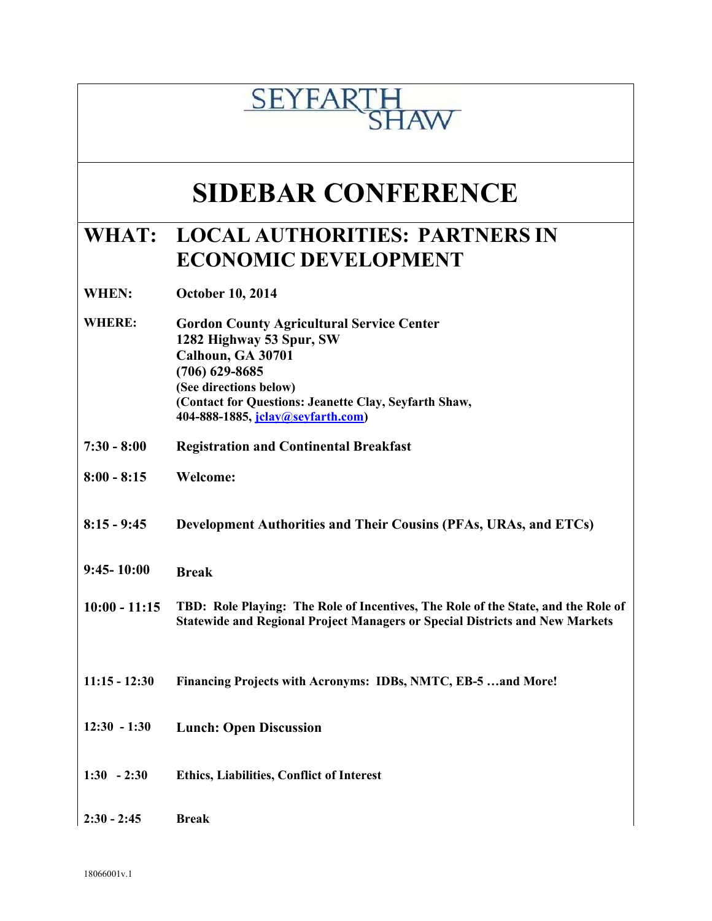SEYFARTH SHAW

# SIDEBAR CONFERENCE

## WHAT: LOCAL AUTHORITIES: PARTNERS IN ECONOMIC DEVELOPMENT

**WHEN:** **October 10, 2014**

**WHERE:** **Gordon County Agricultural Service Center**
**1282 Highway 53 Spur, SW**
**Calhoun, GA 30701**
**(706) 629-8685**
**(See directions below)**
**(Contact for Questions: Jeanette Clay, Seyfarth Shaw, 404-888-1885, jclay@seyfarth.com)**

| | |
|---|---|
| **7:30 - 8:00** | **Registration and Continental Breakfast** |
| **8:00 - 8:15** | **Welcome:** |
| **8:15 - 9:45** | **Development Authorities and Their Cousins (PFAs, URAs, and ETCs)** |
| **9:45- 10:00** | **Break** |
| **10:00 - 11:15** | **TBD: Role Playing: The Role of Incentives, The Role of the State, and the Role of Statewide and Regional Project Managers or Special Districts and New Markets** |
| **11:15 - 12:30** | **Financing Projects with Acronyms: IDBs, NMTC, EB-5 …and More!** |
| **12:30 - 1:30** | **Lunch: Open Discussion** |
| **1:30 - 2:30** | **Ethics, Liabilities, Conflict of Interest** |
| **2:30 - 2:45** | **Break** |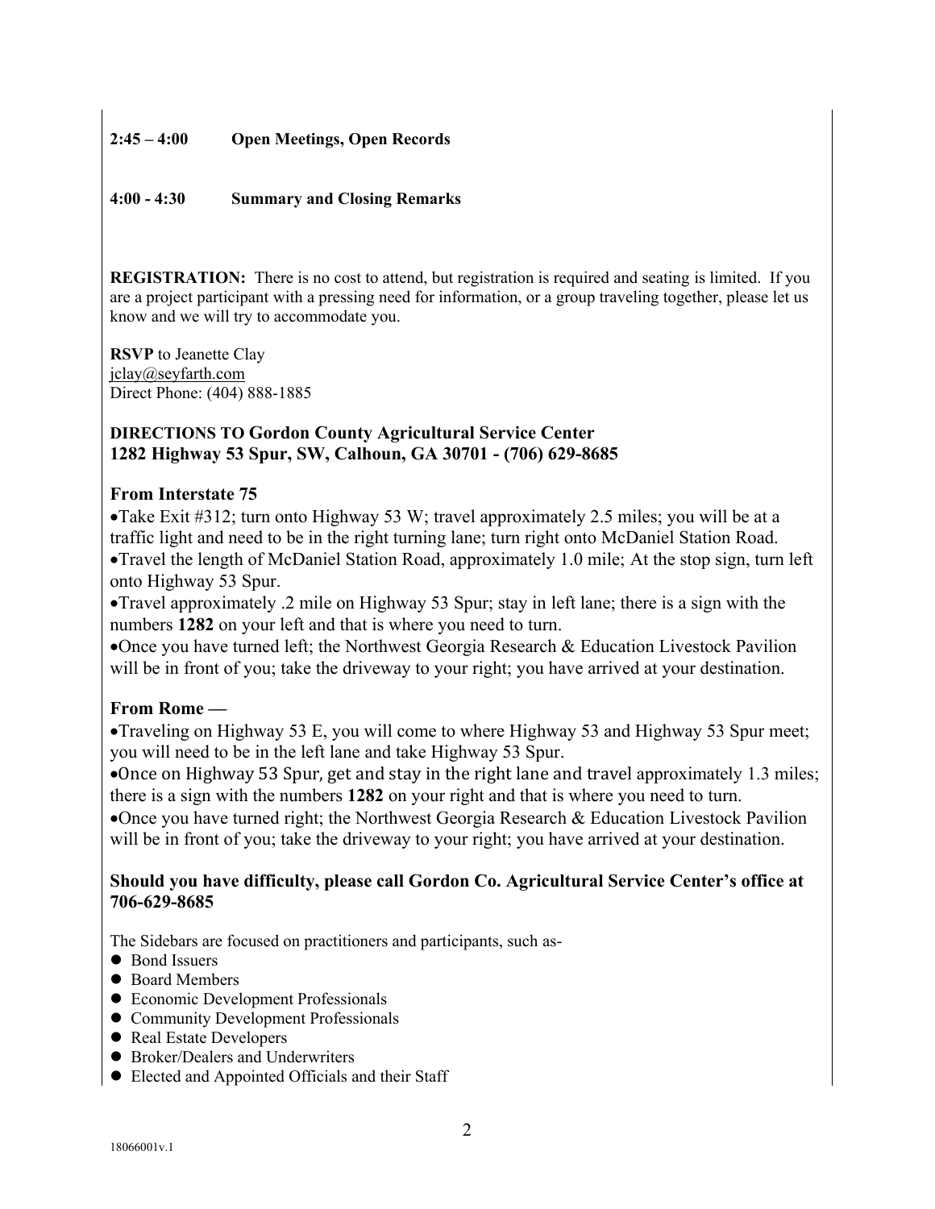**2:45 – 4:00 Open Meetings, Open Records**

**4:00 - 4:30 Summary and Closing Remarks**

**REGISTRATION:** There is no cost to attend, but registration is required and seating is limited. If you are a project participant with a pressing need for information, or a group traveling together, please let us know and we will try to accommodate you.

**RSVP** to Jeanette Clay
jclay@seyfarth.com
Direct Phone: (404) 888-1885

### DIRECTIONS TO Gordon County Agricultural Service Center
### 1282 Highway 53 Spur, SW, Calhoun, GA 30701 - (706) 629-8685

### From Interstate 75

- Take Exit #312; turn onto Highway 53 W; travel approximately 2.5 miles; you will be at a traffic light and need to be in the right turning lane; turn right onto McDaniel Station Road.
- Travel the length of McDaniel Station Road, approximately 1.0 mile; At the stop sign, turn left onto Highway 53 Spur.
- Travel approximately .2 mile on Highway 53 Spur; stay in left lane; there is a sign with the numbers **1282** on your left and that is where you need to turn.
- Once you have turned left; the Northwest Georgia Research & Education Livestock Pavilion will be in front of you; take the driveway to your right; you have arrived at your destination.

### From Rome —

- Traveling on Highway 53 E, you will come to where Highway 53 and Highway 53 Spur meet; you will need to be in the left lane and take Highway 53 Spur.
- Once on Highway 53 Spur, get and stay in the right lane and travel approximately 1.3 miles; there is a sign with the numbers **1282** on your right and that is where you need to turn.
- Once you have turned right; the Northwest Georgia Research & Education Livestock Pavilion will be in front of you; take the driveway to your right; you have arrived at your destination.

**Should you have difficulty, please call Gordon Co. Agricultural Service Center's office at 706-629-8685**

The Sidebars are focused on practitioners and participants, such as-

- Bond Issuers
- Board Members
- Economic Development Professionals
- Community Development Professionals
- Real Estate Developers
- Broker/Dealers and Underwriters
- Elected and Appointed Officials and their Staff

18066001v.1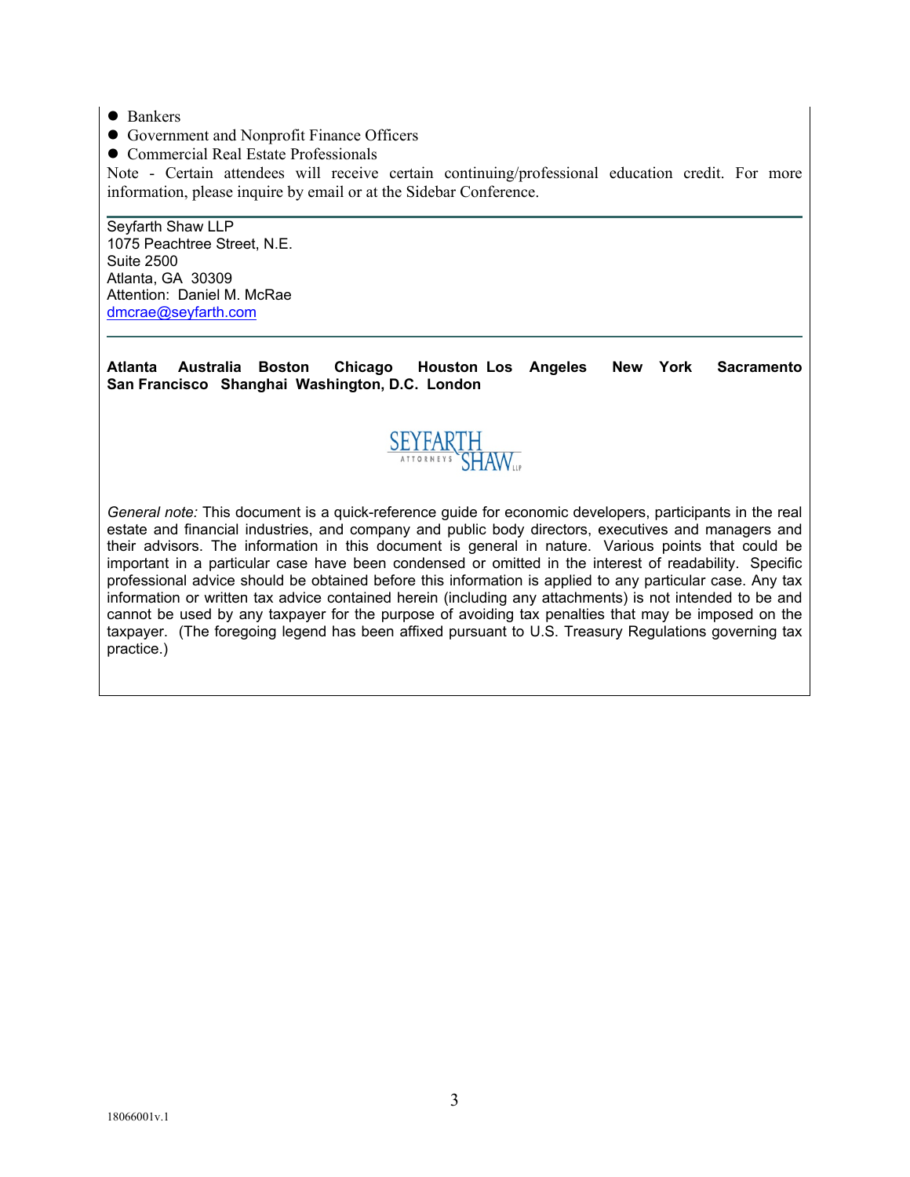- Bankers
- Government and Nonprofit Finance Officers
- Commercial Real Estate Professionals

Note - Certain attendees will receive certain continuing/professional education credit. For more information, please inquire by email or at the Sidebar Conference.

---

Seyfarth Shaw LLP
1075 Peachtree Street, N.E.
Suite 2500
Atlanta, GA 30309
Attention: Daniel M. McRae
dmcrae@seyfarth.com

---

**Atlanta Australia Boston Chicago Houston Los Angeles New York Sacramento San Francisco Shanghai Washington, D.C. London**

SEYFARTH ATTORNEYS SHAW LLP

*General note:* This document is a quick-reference guide for economic developers, participants in the real estate and financial industries, and company and public body directors, executives and managers and their advisors. The information in this document is general in nature. Various points that could be important in a particular case have been condensed or omitted in the interest of readability. Specific professional advice should be obtained before this information is applied to any particular case. Any tax information or written tax advice contained herein (including any attachments) is not intended to be and cannot be used by any taxpayer for the purpose of avoiding tax penalties that may be imposed on the taxpayer. (The foregoing legend has been affixed pursuant to U.S. Treasury Regulations governing tax practice.)

18066001v.1